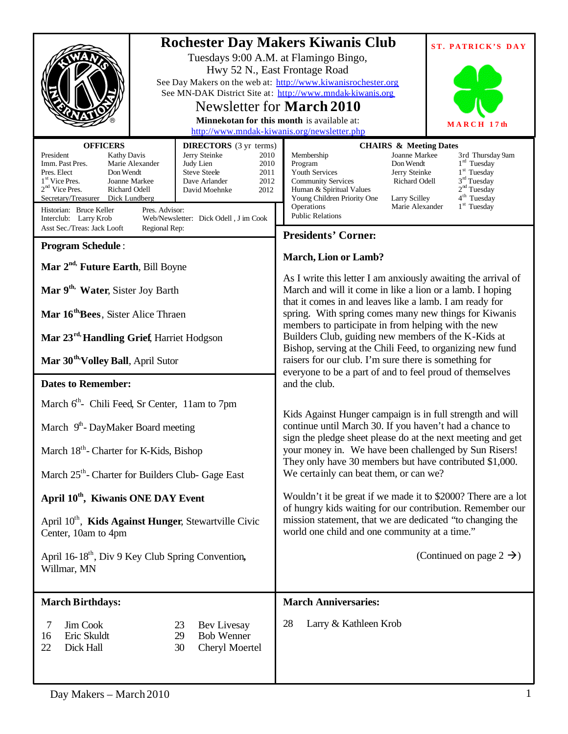# Rochester Day Makers Kiwanis Club

Tuesdays 9:00 A.M. at Flamingo Bingo,
Hwy 52 N., East Frontage Road

See Day Makers on the web at: http://www.kiwanisrochester.org
See MN-DAK District Site at: http://www.mndak-kiwanis.org

## Newsletter for March 2010

**Minnekotan for this month** is available at:
http://www.mndak-kiwanis.org/newsletter.php

**ST. PATRICK'S DAY**
**MARCH 17th**

| OFFICERS | |
|---|---|
| President | Kathy Davis |
| Imm. Past Pres. | Marie Alexander |
| Pres. Elect | Don Wendt |
| 1st Vice Pres. | Joanne Markee |
| 2nd Vice Pres. | Richard Odell |
| Secretary/Treasurer | Dick Lundberg |

| DIRECTORS (3 yr terms) | |
|---|---|
| Jerry Steinke | 2010 |
| Judy Lien | 2010 |
| Steve Steele | 2011 |
| Dave Arlander | 2012 |
| David Moehnke | 2012 |

Historian: Bruce Keller
Interclub: Larry Krob
Asst Sec./Treas: Jack Looft
Pres. Advisor:
Web/Newsletter: Dick Odell , J im Cook
Regional Rep:

| CHAIRS & Meeting Dates | | |
|---|---|---|
| Membership | Joanne Markee | 3rd Thursday 9am |
| Program | Don Wendt | 1st Tuesday |
| Youth Services | Jerry Steinke | 1st Tuesday |
| Community Services | Richard Odell | 3rd Tuesday |
| Human & Spiritual Values | | 2nd Tuesday |
| Young Children Priority One | Larry Scilley | 4th Tuesday |
| Operations | Marie Alexander | 1st Tuesday |
| Public Relations | | |

## Program Schedule :

**Mar 2nd, Future Earth**, Bill Boyne

**Mar 9th, Water**, Sister Joy Barth

**Mar 16th, Bees**, Sister Alice Thraen

**Mar 23rd, Handling Grief**, Harriet Hodgson

**Mar 30th, Volley Ball**, April Sutor

## Dates to Remember:

March 6th- Chili Feed, Sr Center, 11am to 7pm

March 9th- DayMaker Board meeting

March 18th- Charter for K-Kids, Bishop

March 25th- Charter for Builders Club- Gage East

**April 10th, Kiwanis ONE DAY Event**

April 10th, **Kids Against Hunger**, Stewartville Civic Center, 10am to 4pm

April 16-18th, Div 9 Key Club Spring Convention, Willmar, MN

## Presidents' Corner:

### March, Lion or Lamb?

As I write this letter I am anxiously awaiting the arrival of March and will it come in like a lion or a lamb. I hoping that it comes in and leaves like a lamb. I am ready for spring. With spring comes many new things for Kiwanis members to participate in from helping with the new Builders Club, guiding new members of the K-Kids at Bishop, serving at the Chili Feed, to organizing new fund raisers for our club. I'm sure there is something for everyone to be a part of and to feel proud of themselves and the club.

Kids Against Hunger campaign is in full strength and will continue until March 30. If you haven't had a chance to sign the pledge sheet please do at the next meeting and get your money in. We have been challenged by Sun Risers! They only have 30 members but have contributed $1,000. We certainly can beat them, or can we?

Wouldn't it be great if we made it to $2000? There are a lot of hungry kids waiting for our contribution. Remember our mission statement, that we are dedicated "to changing the world one child and one community at a time."

(Continued on page 2 →)

## March Birthdays:

| | | | |
|---|---|---|---|
| 7 | Jim Cook | 23 | Bev Livesay |
| 16 | Eric Skuldt | 29 | Bob Wenner |
| 22 | Dick Hall | 30 | Cheryl Moertel |

## March Anniversaries:

28 Larry & Kathleen Krob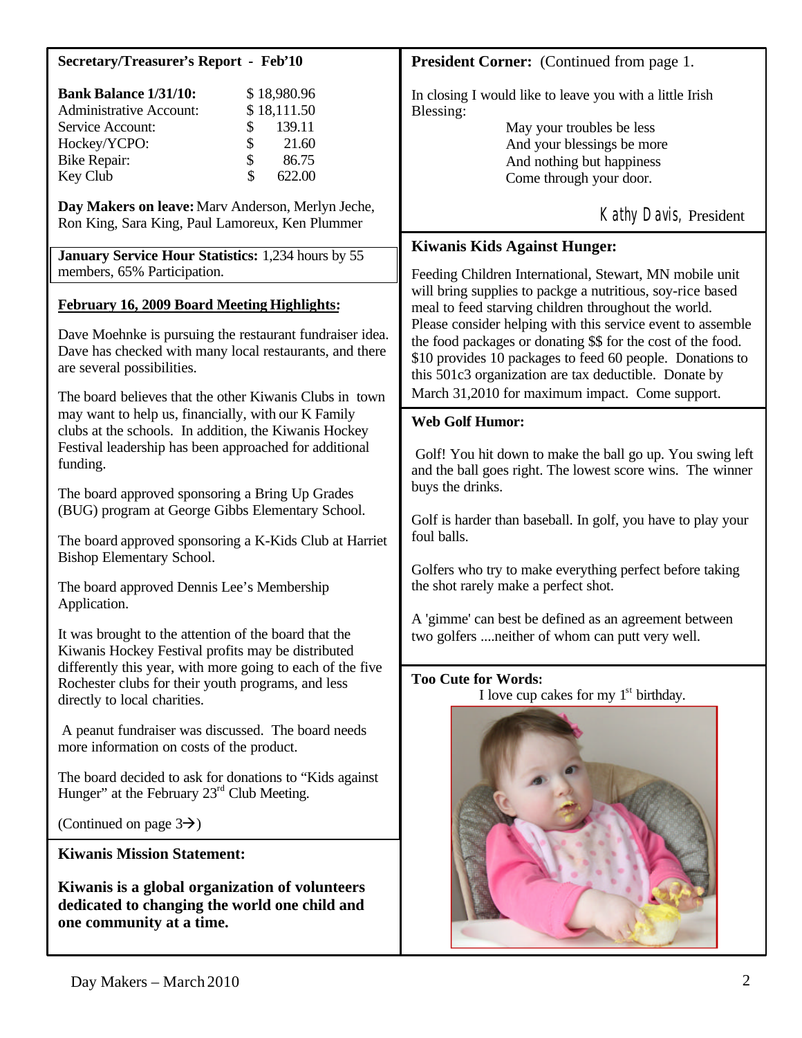## Secretary/Treasurer's Report - Feb'10

| | |
|---|---|
| **Bank Balance 1/31/10:** | $ 18,980.96 |
| Administrative Account: | $ 18,111.50 |
| Service Account: | $ 139.11 |
| Hockey/YCPO: | $ 21.60 |
| Bike Repair: | $ 86.75 |
| Key Club | $ 622.00 |

**Day Makers on leave:** Marv Anderson, Merlyn Jeche, Ron King, Sara King, Paul Lamoreux, Ken Plummer

**January Service Hour Statistics:** 1,234 hours by 55 members, 65% Participation.

## February 16, 2009 Board Meeting Highlights:

Dave Moehnke is pursuing the restaurant fundraiser idea. Dave has checked with many local restaurants, and there are several possibilities.

The board believes that the other Kiwanis Clubs in town may want to help us, financially, with our K Family clubs at the schools. In addition, the Kiwanis Hockey Festival leadership has been approached for additional funding.

The board approved sponsoring a Bring Up Grades (BUG) program at George Gibbs Elementary School.

The board approved sponsoring a K-Kids Club at Harriet Bishop Elementary School.

The board approved Dennis Lee's Membership Application.

It was brought to the attention of the board that the Kiwanis Hockey Festival profits may be distributed differently this year, with more going to each of the five Rochester clubs for their youth programs, and less directly to local charities.

A peanut fundraiser was discussed. The board needs more information on costs of the product.

The board decided to ask for donations to "Kids against Hunger" at the February 23rd Club Meeting.

(Continued on page 3→)

## Kiwanis Mission Statement:

**Kiwanis is a global organization of volunteers dedicated to changing the world one child and one community at a time.**

## President Corner: (Continued from page 1.

In closing I would like to leave you with a little Irish Blessing:

May your troubles be less
And your blessings be more
And nothing but happiness
Come through your door.

Kathy Davis, President

## Kiwanis Kids Against Hunger:

Feeding Children International, Stewart, MN mobile unit will bring supplies to packge a nutritious, soy-rice based meal to feed starving children throughout the world. Please consider helping with this service event to assemble the food packages or donating $$ for the cost of the food. $10 provides 10 packages to feed 60 people. Donations to this 501c3 organization are tax deductible. Donate by March 31,2010 for maximum impact. Come support.

## Web Golf Humor:

Golf! You hit down to make the ball go up. You swing left and the ball goes right. The lowest score wins. The winner buys the drinks.

Golf is harder than baseball. In golf, you have to play your foul balls.

Golfers who try to make everything perfect before taking the shot rarely make a perfect shot.

A 'gimme' can best be defined as an agreement between two golfers ....neither of whom can putt very well.

## Too Cute for Words:

I love cup cakes for my 1st birthday.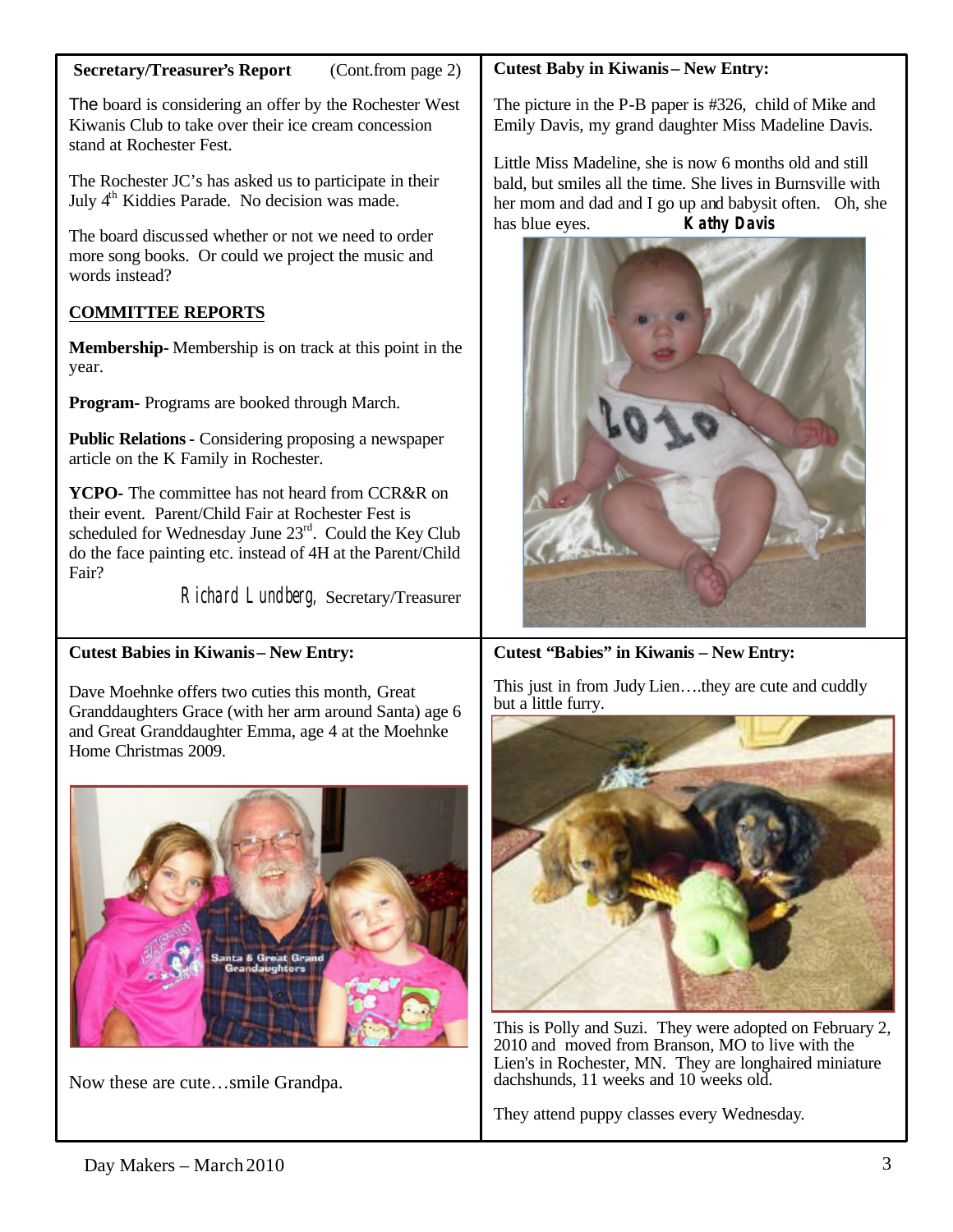**Secretary/Treasurer's Report** (Cont.from page 2)

The board is considering an offer by the Rochester West Kiwanis Club to take over their ice cream concession stand at Rochester Fest.

The Rochester JC's has asked us to participate in their July 4th Kiddies Parade. No decision was made.

The board discussed whether or not we need to order more song books. Or could we project the music and words instead?

**COMMITTEE REPORTS**

**Membership-** Membership is on track at this point in the year.

**Program-** Programs are booked through March.

**Public Relations -** Considering proposing a newspaper article on the K Family in Rochester.

**YCPO-** The committee has not heard from CCR&R on their event. Parent/Child Fair at Rochester Fest is scheduled for Wednesday June 23rd. Could the Key Club do the face painting etc. instead of 4H at the Parent/Child Fair?

*Richard Lundberg*, Secretary/Treasurer

**Cutest Baby in Kiwanis – New Entry:**

The picture in the P-B paper is #326, child of Mike and Emily Davis, my grand daughter Miss Madeline Davis.

Little Miss Madeline, she is now 6 months old and still bald, but smiles all the time. She lives in Burnsville with her mom and dad and I go up and babysit often. Oh, she has blue eyes. **Kathy Davis**

**Cutest Babies in Kiwanis – New Entry:**

Dave Moehnke offers two cuties this month, Great Granddaughters Grace (with her arm around Santa) age 6 and Great Granddaughter Emma, age 4 at the Moehnke Home Christmas 2009.

Now these are cute…smile Grandpa.

**Cutest "Babies" in Kiwanis – New Entry:**

This just in from Judy Lien….they are cute and cuddly but a little furry.

This is Polly and Suzi. They were adopted on February 2, 2010 and moved from Branson, MO to live with the Lien's in Rochester, MN. They are longhaired miniature dachshunds, 11 weeks and 10 weeks old.

They attend puppy classes every Wednesday.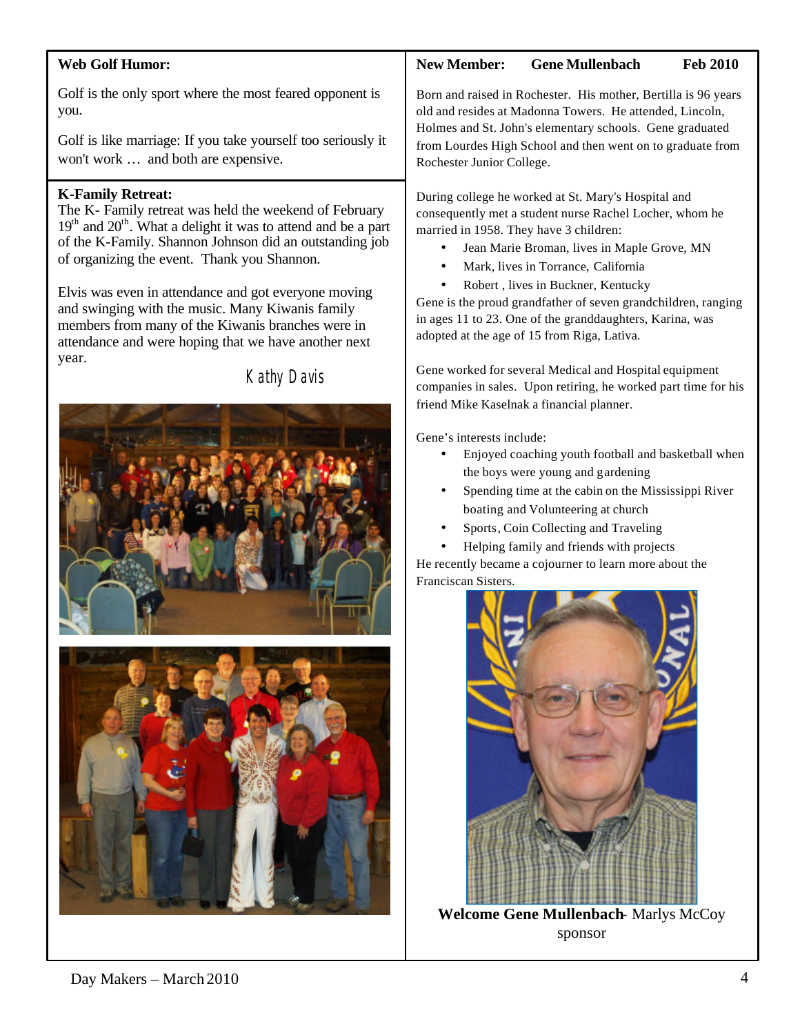## Web Golf Humor:

Golf is the only sport where the most feared opponent is you.

Golf is like marriage: If you take yourself too seriously it won't work … and both are expensive.

## K-Family Retreat:

The K- Family retreat was held the weekend of February 19th and 20th. What a delight it was to attend and be a part of the K-Family. Shannon Johnson did an outstanding job of organizing the event. Thank you Shannon.

Elvis was even in attendance and got everyone moving and swinging with the music. Many Kiwanis family members from many of the Kiwanis branches were in attendance and were hoping that we have another next year.

Kathy Davis

## New Member: Gene Mullenbach Feb 2010

Born and raised in Rochester. His mother, Bertilla is 96 years old and resides at Madonna Towers. He attended, Lincoln, Holmes and St. John's elementary schools. Gene graduated from Lourdes High School and then went on to graduate from Rochester Junior College.

During college he worked at St. Mary's Hospital and consequently met a student nurse Rachel Locher, whom he married in 1958. They have 3 children:

- Jean Marie Broman, lives in Maple Grove, MN
- Mark, lives in Torrance, California
- Robert , lives in Buckner, Kentucky

Gene is the proud grandfather of seven grandchildren, ranging in ages 11 to 23. One of the granddaughters, Karina, was adopted at the age of 15 from Riga, Lativa.

Gene worked for several Medical and Hospital equipment companies in sales. Upon retiring, he worked part time for his friend Mike Kaselnak a financial planner.

Gene's interests include:

- Enjoyed coaching youth football and basketball when the boys were young and gardening
- Spending time at the cabin on the Mississippi River boating and Volunteering at church
- Sports, Coin Collecting and Traveling
- Helping family and friends with projects

He recently became a cojourner to learn more about the Franciscan Sisters.

**Welcome Gene Mullenbach**- Marlys McCoy sponsor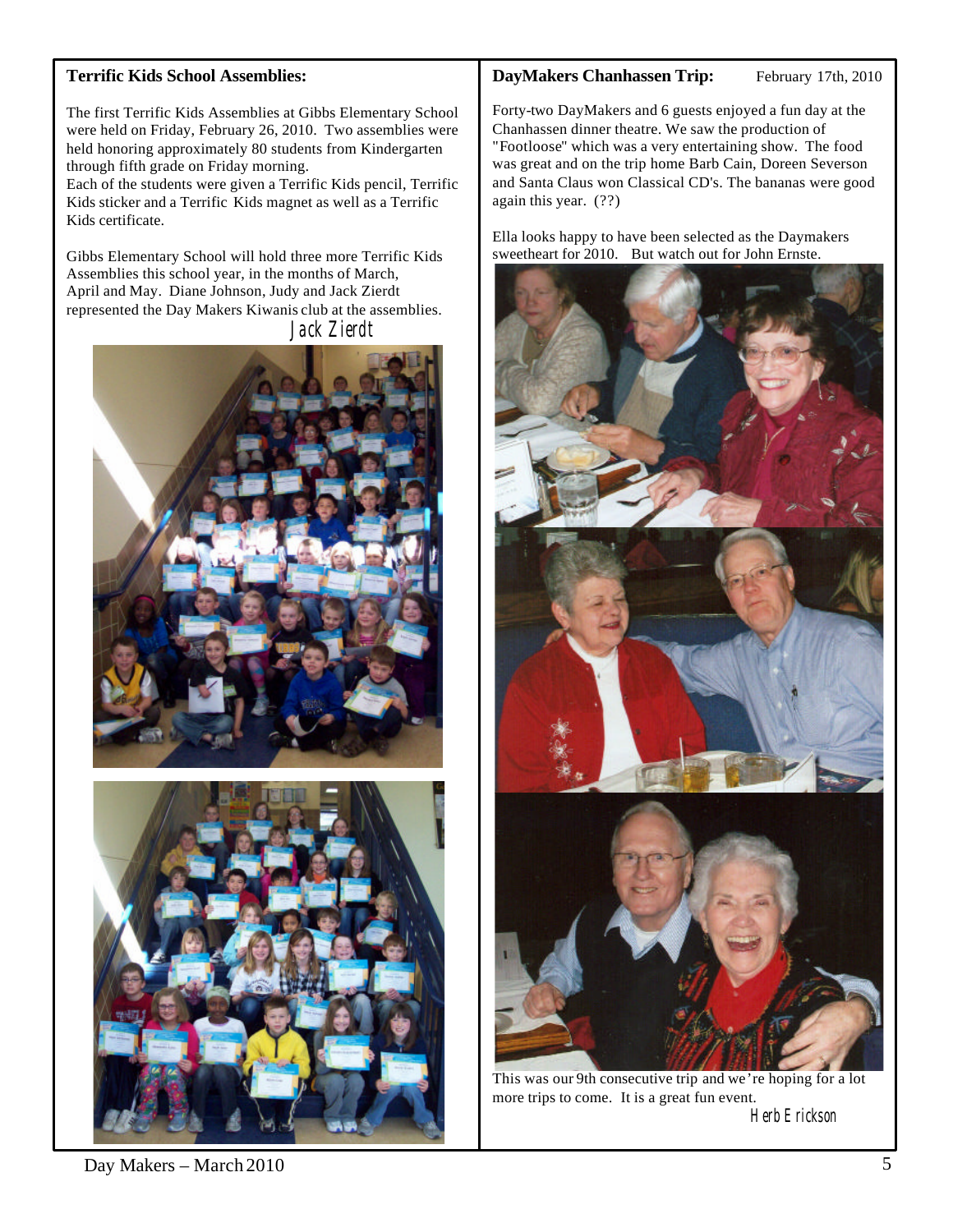## Terrific Kids School Assemblies:

The first Terrific Kids Assemblies at Gibbs Elementary School were held on Friday, February 26, 2010. Two assemblies were held honoring approximately 80 students from Kindergarten through fifth grade on Friday morning.
Each of the students were given a Terrific Kids pencil, Terrific Kids sticker and a Terrific Kids magnet as well as a Terrific Kids certificate.

Gibbs Elementary School will hold three more Terrific Kids Assemblies this school year, in the months of March, April and May. Diane Johnson, Judy and Jack Zierdt represented the Day Makers Kiwanis club at the assemblies.

*Jack Zierdt*

## DayMakers Chanhassen Trip:

February 17th, 2010

Forty-two DayMakers and 6 guests enjoyed a fun day at the Chanhassen dinner theatre. We saw the production of "Footloose" which was a very entertaining show. The food was great and on the trip home Barb Cain, Doreen Severson and Santa Claus won Classical CD's. The bananas were good again this year. (??)

Ella looks happy to have been selected as the Daymakers sweetheart for 2010. But watch out for John Ernste.

This was our 9th consecutive trip and we're hoping for a lot more trips to come. It is a great fun event.

*Herb Erickson*